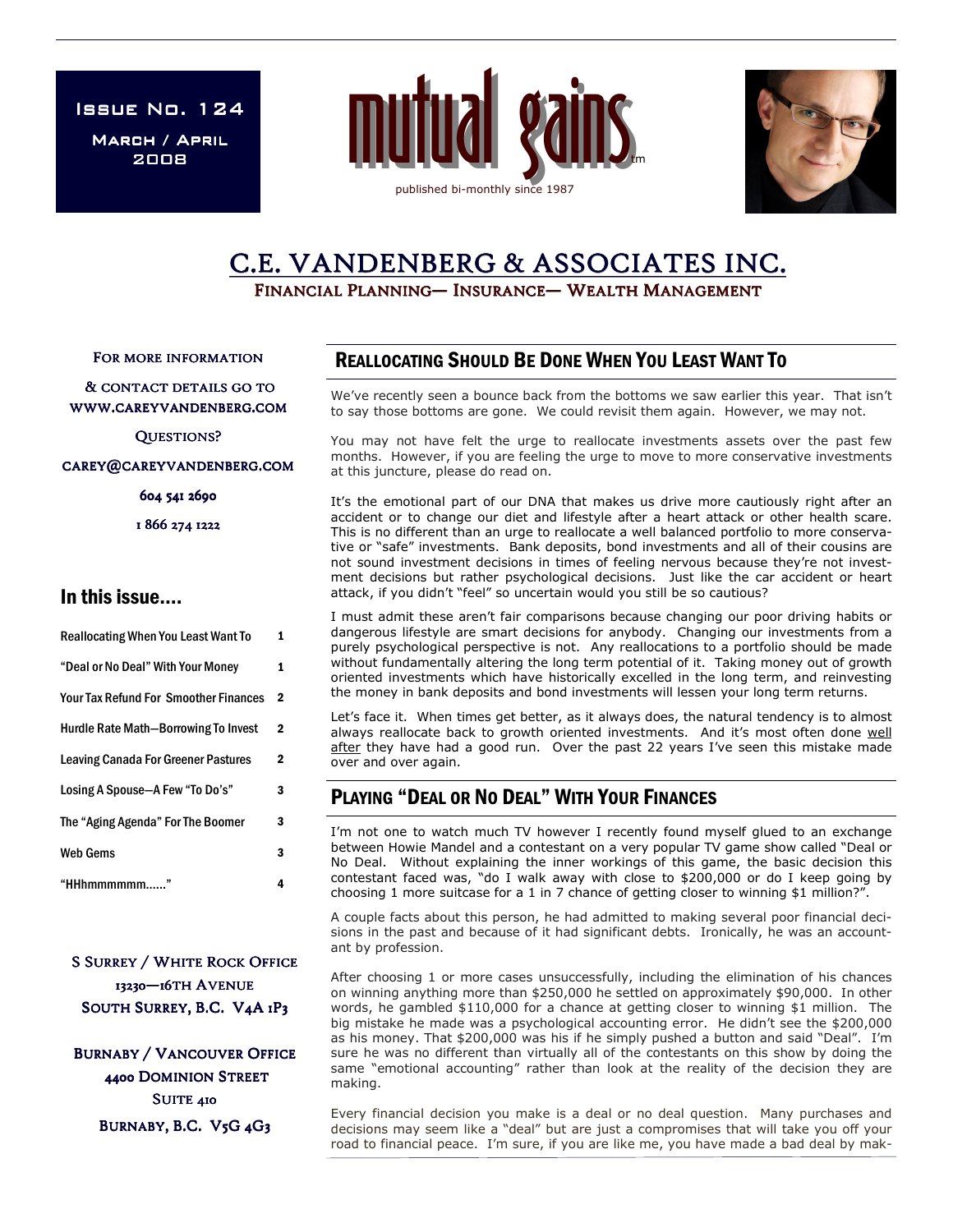Issue No. 124

March / April 2008

# mutual gains™

published bi-monthly since 1987

# C.E. VANDENBERG & ASSOCIATES INC.

Financial Planning— Insurance— Wealth Management

For more information & contact details go to www.careyvandenberg.com

Questions?

carey@careyvandenberg.com

604 541 2690

1 866 274 1222

## In this issue....

| | |
|---|---|
| Reallocating When You Least Want To | 1 |
| "Deal or No Deal" With Your Money | 1 |
| Your Tax Refund For Smoother Finances | 2 |
| Hurdle Rate Math—Borrowing To Invest | 2 |
| Leaving Canada For Greener Pastures | 2 |
| Losing A Spouse—A Few "To Do's" | 3 |
| The "Aging Agenda" For The Boomer | 3 |
| Web Gems | 3 |
| "HHhmmmmmm......" | 4 |

S Surrey / White Rock Office
13230—16th Avenue
South Surrey, B.C. V4A 1P3

Burnaby / Vancouver Office
4400 Dominion Street
Suite 410
Burnaby, B.C. V5G 4G3

## Reallocating Should Be Done When You Least Want To

We've recently seen a bounce back from the bottoms we saw earlier this year. That isn't to say those bottoms are gone. We could revisit them again. However, we may not.

You may not have felt the urge to reallocate investments assets over the past few months. However, if you are feeling the urge to move to more conservative investments at this juncture, please do read on.

It's the emotional part of our DNA that makes us drive more cautiously right after an accident or to change our diet and lifestyle after a heart attack or other health scare. This is no different than an urge to reallocate a well balanced portfolio to more conservative or "safe" investments. Bank deposits, bond investments and all of their cousins are not sound investment decisions in times of feeling nervous because they're not investment decisions but rather psychological decisions. Just like the car accident or heart attack, if you didn't "feel" so uncertain would you still be so cautious?

I must admit these aren't fair comparisons because changing our poor driving habits or dangerous lifestyle are smart decisions for anybody. Changing our investments from a purely psychological perspective is not. Any reallocations to a portfolio should be made without fundamentally altering the long term potential of it. Taking money out of growth oriented investments which have historically excelled in the long term, and reinvesting the money in bank deposits and bond investments will lessen your long term returns.

Let's face it. When times get better, as it always does, the natural tendency is to almost always reallocate back to growth oriented investments. And it's most often done well after they have had a good run. Over the past 22 years I've seen this mistake made over and over again.

## Playing "Deal or No Deal" With Your Finances

I'm not one to watch much TV however I recently found myself glued to an exchange between Howie Mandel and a contestant on a very popular TV game show called "Deal or No Deal. Without explaining the inner workings of this game, the basic decision this contestant faced was, "do I walk away with close to $200,000 or do I keep going by choosing 1 more suitcase for a 1 in 7 chance of getting closer to winning $1 million?".

A couple facts about this person, he had admitted to making several poor financial decisions in the past and because of it had significant debts. Ironically, he was an accountant by profession.

After choosing 1 or more cases unsuccessfully, including the elimination of his chances on winning anything more than $250,000 he settled on approximately $90,000. In other words, he gambled $110,000 for a chance at getting closer to winning $1 million. The big mistake he made was a psychological accounting error. He didn't see the $200,000 as his money. That $200,000 was his if he simply pushed a button and said "Deal". I'm sure he was no different than virtually all of the contestants on this show by doing the same "emotional accounting" rather than look at the reality of the decision they are making.

Every financial decision you make is a deal or no deal question. Many purchases and decisions may seem like a "deal" but are just a compromises that will take you off your road to financial peace. I'm sure, if you are like me, you have made a bad deal by mak-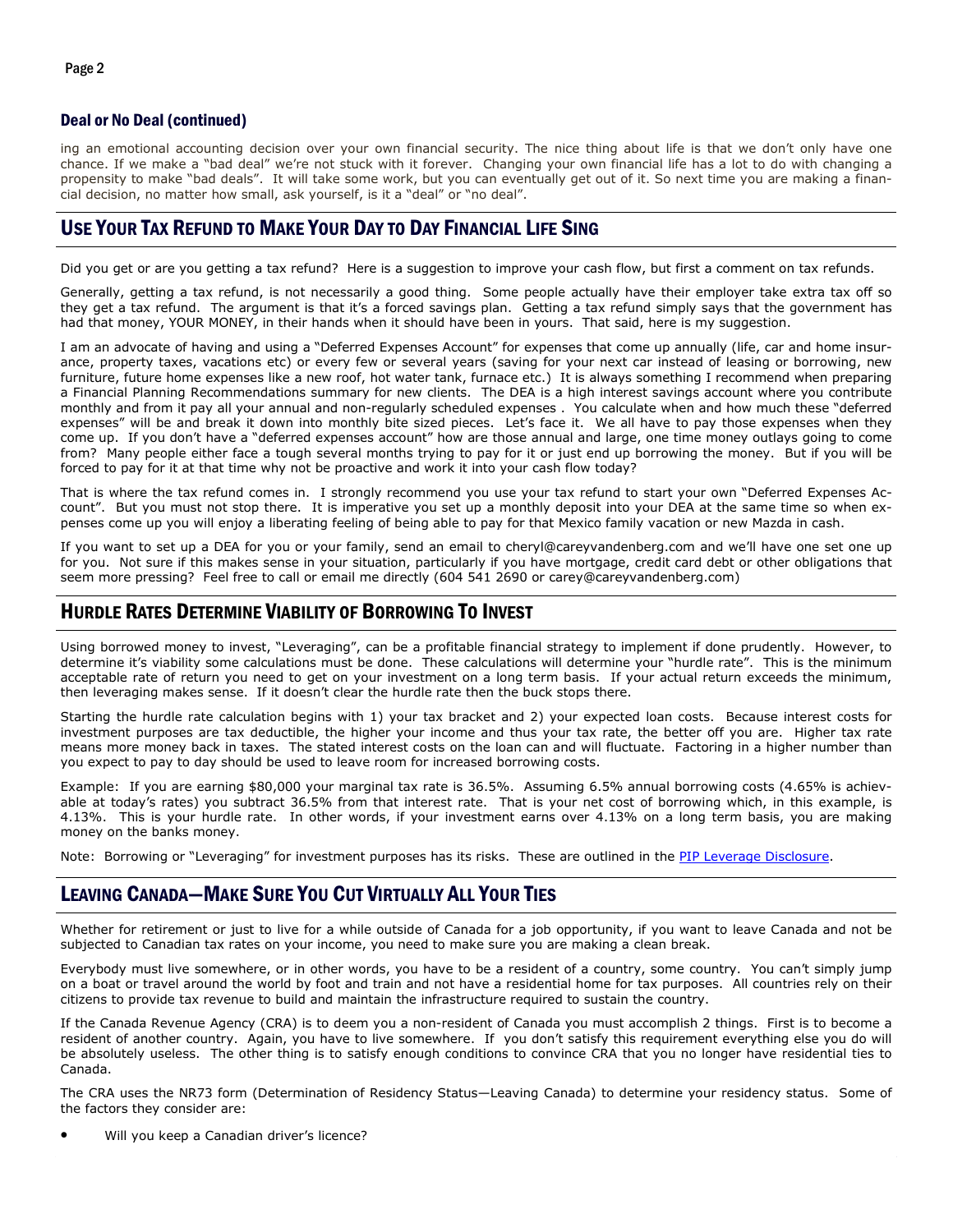### Deal or No Deal (continued)

ing an emotional accounting decision over your own financial security. The nice thing about life is that we don't only have one chance. If we make a "bad deal" we're not stuck with it forever. Changing your own financial life has a lot to do with changing a propensity to make "bad deals". It will take some work, but you can eventually get out of it. So next time you are making a financial decision, no matter how small, ask yourself, is it a "deal" or "no deal".

## Use Your Tax Refund to Make Your Day to Day Financial Life Sing

Did you get or are you getting a tax refund? Here is a suggestion to improve your cash flow, but first a comment on tax refunds.

Generally, getting a tax refund, is not necessarily a good thing. Some people actually have their employer take extra tax off so they get a tax refund. The argument is that it's a forced savings plan. Getting a tax refund simply says that the government has had that money, YOUR MONEY, in their hands when it should have been in yours. That said, here is my suggestion.

I am an advocate of having and using a "Deferred Expenses Account" for expenses that come up annually (life, car and home insurance, property taxes, vacations etc) or every few or several years (saving for your next car instead of leasing or borrowing, new furniture, future home expenses like a new roof, hot water tank, furnace etc.) It is always something I recommend when preparing a Financial Planning Recommendations summary for new clients. The DEA is a high interest savings account where you contribute monthly and from it pay all your annual and non-regularly scheduled expenses . You calculate when and how much these "deferred expenses" will be and break it down into monthly bite sized pieces. Let's face it. We all have to pay those expenses when they come up. If you don't have a "deferred expenses account" how are those annual and large, one time money outlays going to come from? Many people either face a tough several months trying to pay for it or just end up borrowing the money. But if you will be forced to pay for it at that time why not be proactive and work it into your cash flow today?

That is where the tax refund comes in. I strongly recommend you use your tax refund to start your own "Deferred Expenses Account". But you must not stop there. It is imperative you set up a monthly deposit into your DEA at the same time so when expenses come up you will enjoy a liberating feeling of being able to pay for that Mexico family vacation or new Mazda in cash.

If you want to set up a DEA for you or your family, send an email to cheryl@careyvandenberg.com and we'll have one set one up for you. Not sure if this makes sense in your situation, particularly if you have mortgage, credit card debt or other obligations that seem more pressing? Feel free to call or email me directly (604 541 2690 or carey@careyvandenberg.com)

## Hurdle Rates Determine Viability of Borrowing To Invest

Using borrowed money to invest, "Leveraging", can be a profitable financial strategy to implement if done prudently. However, to determine it's viability some calculations must be done. These calculations will determine your "hurdle rate". This is the minimum acceptable rate of return you need to get on your investment on a long term basis. If your actual return exceeds the minimum, then leveraging makes sense. If it doesn't clear the hurdle rate then the buck stops there.

Starting the hurdle rate calculation begins with 1) your tax bracket and 2) your expected loan costs. Because interest costs for investment purposes are tax deductible, the higher your income and thus your tax rate, the better off you are. Higher tax rate means more money back in taxes. The stated interest costs on the loan can and will fluctuate. Factoring in a higher number than you expect to pay to day should be used to leave room for increased borrowing costs.

Example: If you are earning $80,000 your marginal tax rate is 36.5%. Assuming 6.5% annual borrowing costs (4.65% is achievable at today's rates) you subtract 36.5% from that interest rate. That is your net cost of borrowing which, in this example, is 4.13%. This is your hurdle rate. In other words, if your investment earns over 4.13% on a long term basis, you are making money on the banks money.

Note: Borrowing or "Leveraging" for investment purposes has its risks. These are outlined in the PIP Leverage Disclosure.

## Leaving Canada—Make Sure You Cut Virtually All Your Ties

Whether for retirement or just to live for a while outside of Canada for a job opportunity, if you want to leave Canada and not be subjected to Canadian tax rates on your income, you need to make sure you are making a clean break.

Everybody must live somewhere, or in other words, you have to be a resident of a country, some country. You can't simply jump on a boat or travel around the world by foot and train and not have a residential home for tax purposes. All countries rely on their citizens to provide tax revenue to build and maintain the infrastructure required to sustain the country.

If the Canada Revenue Agency (CRA) is to deem you a non-resident of Canada you must accomplish 2 things. First is to become a resident of another country. Again, you have to live somewhere. If you don't satisfy this requirement everything else you do will be absolutely useless. The other thing is to satisfy enough conditions to convince CRA that you no longer have residential ties to Canada.

The CRA uses the NR73 form (Determination of Residency Status—Leaving Canada) to determine your residency status. Some of the factors they consider are:

- Will you keep a Canadian driver's licence?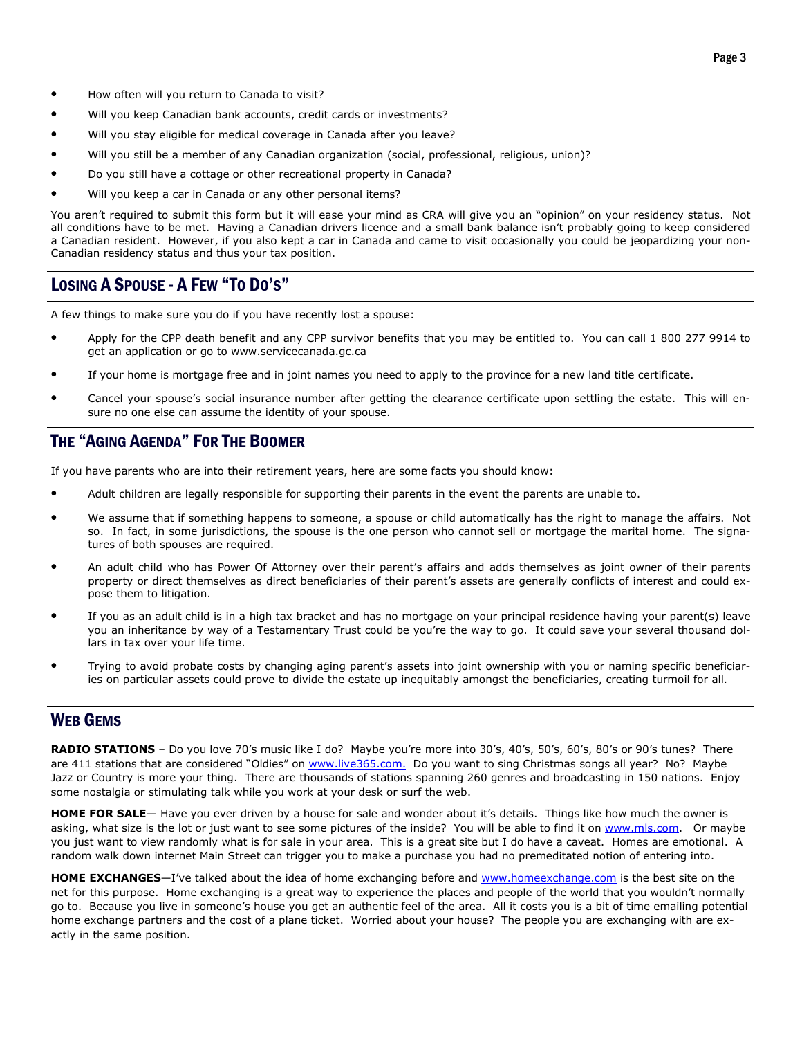- How often will you return to Canada to visit?
- Will you keep Canadian bank accounts, credit cards or investments?
- Will you stay eligible for medical coverage in Canada after you leave?
- Will you still be a member of any Canadian organization (social, professional, religious, union)?
- Do you still have a cottage or other recreational property in Canada?
- Will you keep a car in Canada or any other personal items?

You aren't required to submit this form but it will ease your mind as CRA will give you an "opinion" on your residency status. Not all conditions have to be met. Having a Canadian drivers licence and a small bank balance isn't probably going to keep considered a Canadian resident. However, if you also kept a car in Canada and came to visit occasionally you could be jeopardizing your non-Canadian residency status and thus your tax position.

## Losing A Spouse - A Few "To Do's"

A few things to make sure you do if you have recently lost a spouse:

- Apply for the CPP death benefit and any CPP survivor benefits that you may be entitled to. You can call 1 800 277 9914 to get an application or go to www.servicecanada.gc.ca
- If your home is mortgage free and in joint names you need to apply to the province for a new land title certificate.
- Cancel your spouse's social insurance number after getting the clearance certificate upon settling the estate. This will ensure no one else can assume the identity of your spouse.

## The "Aging Agenda" For The Boomer

If you have parents who are into their retirement years, here are some facts you should know:

- Adult children are legally responsible for supporting their parents in the event the parents are unable to.
- We assume that if something happens to someone, a spouse or child automatically has the right to manage the affairs. Not so. In fact, in some jurisdictions, the spouse is the one person who cannot sell or mortgage the marital home. The signatures of both spouses are required.
- An adult child who has Power Of Attorney over their parent's affairs and adds themselves as joint owner of their parents property or direct themselves as direct beneficiaries of their parent's assets are generally conflicts of interest and could expose them to litigation.
- If you as an adult child is in a high tax bracket and has no mortgage on your principal residence having your parent(s) leave you an inheritance by way of a Testamentary Trust could be you're the way to go. It could save your several thousand dollars in tax over your life time.
- Trying to avoid probate costs by changing aging parent's assets into joint ownership with you or naming specific beneficiaries on particular assets could prove to divide the estate up inequitably amongst the beneficiaries, creating turmoil for all.

## Web Gems

**RADIO STATIONS** – Do you love 70's music like I do? Maybe you're more into 30's, 40's, 50's, 60's, 80's or 90's tunes? There are 411 stations that are considered "Oldies" on www.live365.com. Do you want to sing Christmas songs all year? No? Maybe Jazz or Country is more your thing. There are thousands of stations spanning 260 genres and broadcasting in 150 nations. Enjoy some nostalgia or stimulating talk while you work at your desk or surf the web.

**HOME FOR SALE**— Have you ever driven by a house for sale and wonder about it's details. Things like how much the owner is asking, what size is the lot or just want to see some pictures of the inside? You will be able to find it on www.mls.com. Or maybe you just want to view randomly what is for sale in your area. This is a great site but I do have a caveat. Homes are emotional. A random walk down internet Main Street can trigger you to make a purchase you had no premeditated notion of entering into.

**HOME EXCHANGES**—I've talked about the idea of home exchanging before and www.homeexchange.com is the best site on the net for this purpose. Home exchanging is a great way to experience the places and people of the world that you wouldn't normally go to. Because you live in someone's house you get an authentic feel of the area. All it costs you is a bit of time emailing potential home exchange partners and the cost of a plane ticket. Worried about your house? The people you are exchanging with are exactly in the same position.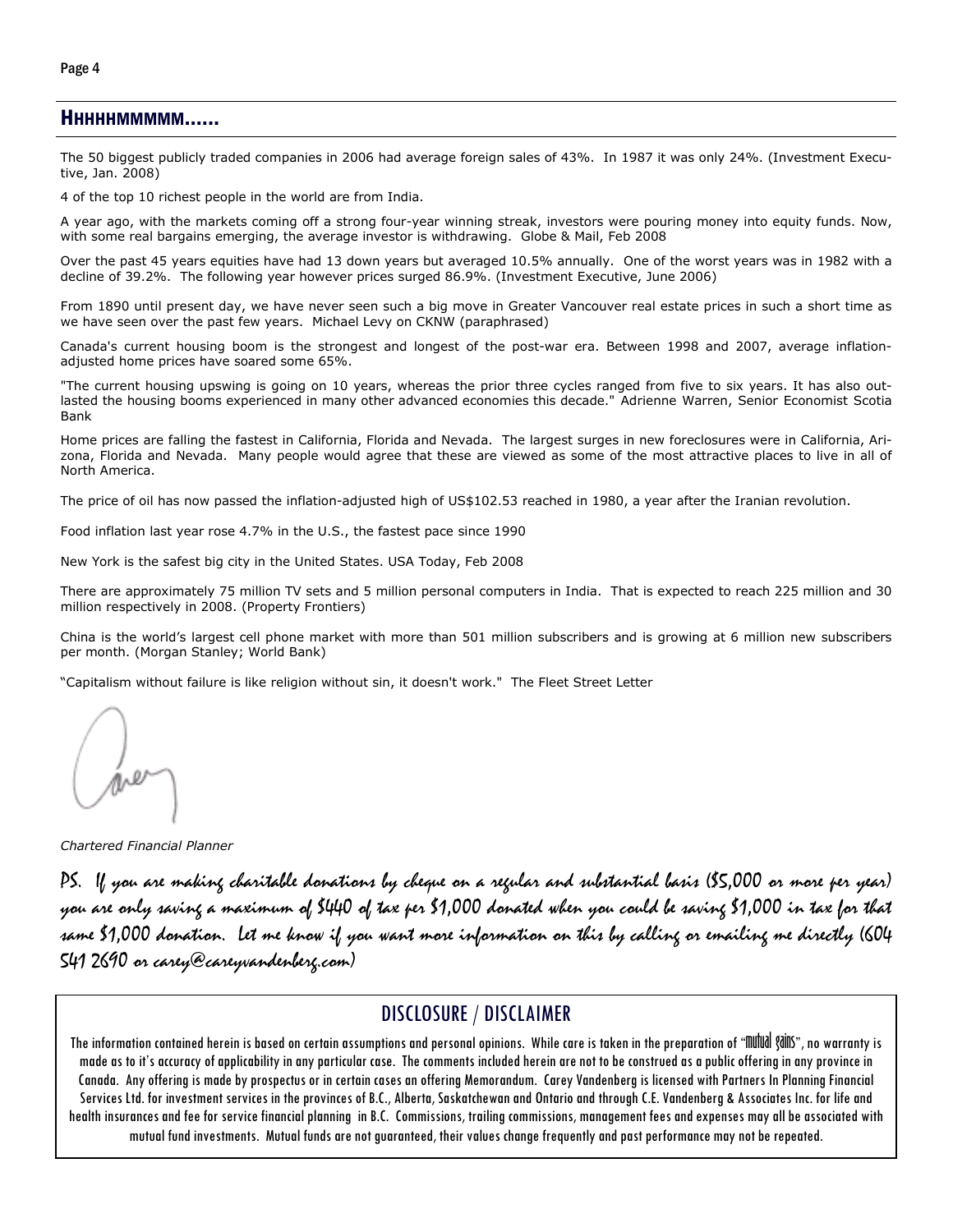## Hhhhhmmmmm......

The 50 biggest publicly traded companies in 2006 had average foreign sales of 43%. In 1987 it was only 24%. (Investment Executive, Jan. 2008)

4 of the top 10 richest people in the world are from India.

A year ago, with the markets coming off a strong four-year winning streak, investors were pouring money into equity funds. Now, with some real bargains emerging, the average investor is withdrawing. Globe & Mail, Feb 2008

Over the past 45 years equities have had 13 down years but averaged 10.5% annually. One of the worst years was in 1982 with a decline of 39.2%. The following year however prices surged 86.9%. (Investment Executive, June 2006)

From 1890 until present day, we have never seen such a big move in Greater Vancouver real estate prices in such a short time as we have seen over the past few years. Michael Levy on CKNW (paraphrased)

Canada's current housing boom is the strongest and longest of the post-war era. Between 1998 and 2007, average inflation-adjusted home prices have soared some 65%.

"The current housing upswing is going on 10 years, whereas the prior three cycles ranged from five to six years. It has also outlasted the housing booms experienced in many other advanced economies this decade." Adrienne Warren, Senior Economist Scotia Bank

Home prices are falling the fastest in California, Florida and Nevada. The largest surges in new foreclosures were in California, Arizona, Florida and Nevada. Many people would agree that these are viewed as some of the most attractive places to live in all of North America.

The price of oil has now passed the inflation-adjusted high of US$102.53 reached in 1980, a year after the Iranian revolution.

Food inflation last year rose 4.7% in the U.S., the fastest pace since 1990

New York is the safest big city in the United States. USA Today, Feb 2008

There are approximately 75 million TV sets and 5 million personal computers in India. That is expected to reach 225 million and 30 million respectively in 2008. (Property Frontiers)

China is the world's largest cell phone market with more than 501 million subscribers and is growing at 6 million new subscribers per month. (Morgan Stanley; World Bank)

"Capitalism without failure is like religion without sin, it doesn't work." The Fleet Street Letter

Carey

*Chartered Financial Planner*

PS. If you are making charitable donations by cheque on a regular and substantial basis ($5,000 or more per year) you are only saving a maximum of $440 of tax per $1,000 donated when you could be saving $1,000 in tax for that same $1,000 donation. Let me know if you want more information on this by calling or emailing me directly (604 541 2690 or carey@careyvandenberg.com)

## DISCLOSURE / DISCLAIMER

The information contained herein is based on certain assumptions and personal opinions. While care is taken in the preparation of "mutual gains", no warranty is made as to it's accuracy of applicability in any particular case. The comments included herein are not to be construed as a public offering in any province in Canada. Any offering is made by prospectus or in certain cases an offering Memorandum. Carey Vandenberg is licensed with Partners In Planning Financial Services Ltd. for investment services in the provinces of B.C., Alberta, Saskatchewan and Ontario and through C.E. Vandenberg & Associates Inc. for life and health insurances and fee for service financial planning in B.C. Commissions, trailing commissions, management fees and expenses may all be associated with mutual fund investments. Mutual funds are not guaranteed, their values change frequently and past performance may not be repeated.